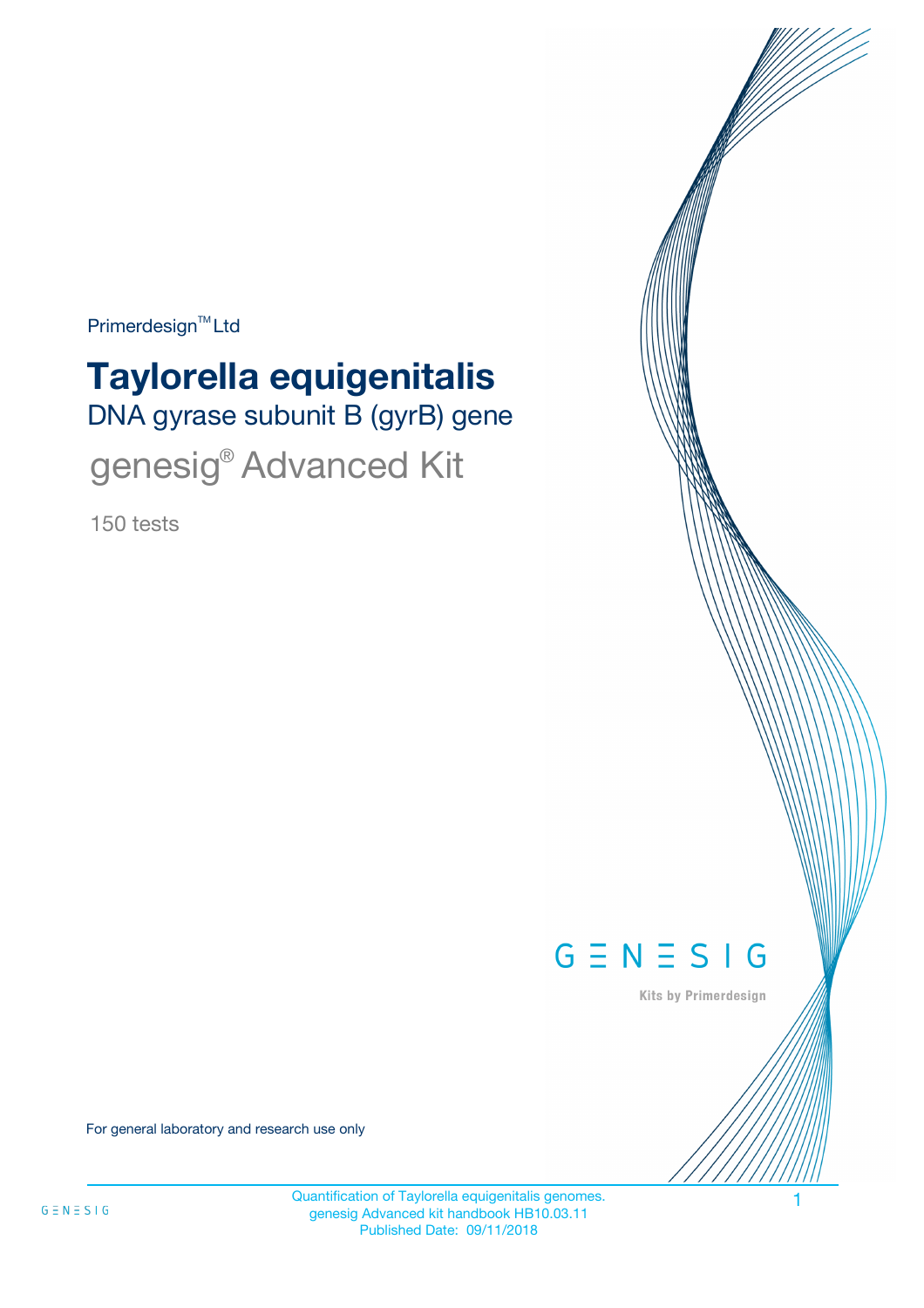Primerdesign™ Ltd

# Taylorella equigenitalis

## DNA gyrase subunit B (gyrB) gene

## genesig® Advanced Kit

150 tests

GENESIG

Kits by Primerdesign

For general laboratory and research use only

Quantification of Taylorella equigenitalis genomes.
genesig Advanced kit handbook HB10.03.11
Published Date: 09/11/2018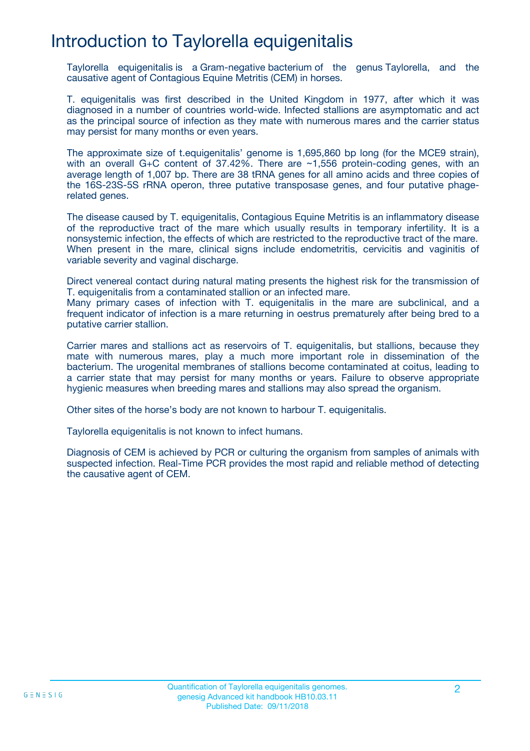# Introduction to Taylorella equigenitalis

Taylorella equigenitalis is a Gram-negative bacterium of the genus Taylorella, and the causative agent of Contagious Equine Metritis (CEM) in horses.

T. equigenitalis was first described in the United Kingdom in 1977, after which it was diagnosed in a number of countries world-wide. Infected stallions are asymptomatic and act as the principal source of infection as they mate with numerous mares and the carrier status may persist for many months or even years.

The approximate size of t.equigenitalis' genome is 1,695,860 bp long (for the MCE9 strain), with an overall G+C content of 37.42%. There are ~1,556 protein-coding genes, with an average length of 1,007 bp. There are 38 tRNA genes for all amino acids and three copies of the 16S-23S-5S rRNA operon, three putative transposase genes, and four putative phage-related genes.

The disease caused by T. equigenitalis, Contagious Equine Metritis is an inflammatory disease of the reproductive tract of the mare which usually results in temporary infertility. It is a nonsystemic infection, the effects of which are restricted to the reproductive tract of the mare. When present in the mare, clinical signs include endometritis, cervicitis and vaginitis of variable severity and vaginal discharge.

Direct venereal contact during natural mating presents the highest risk for the transmission of T. equigenitalis from a contaminated stallion or an infected mare.
Many primary cases of infection with T. equigenitalis in the mare are subclinical, and a frequent indicator of infection is a mare returning in oestrus prematurely after being bred to a putative carrier stallion.

Carrier mares and stallions act as reservoirs of T. equigenitalis, but stallions, because they mate with numerous mares, play a much more important role in dissemination of the bacterium. The urogenital membranes of stallions become contaminated at coitus, leading to a carrier state that may persist for many months or years. Failure to observe appropriate hygienic measures when breeding mares and stallions may also spread the organism.

Other sites of the horse's body are not known to harbour T. equigenitalis.

Taylorella equigenitalis is not known to infect humans.

Diagnosis of CEM is achieved by PCR or culturing the organism from samples of animals with suspected infection. Real-Time PCR provides the most rapid and reliable method of detecting the causative agent of CEM.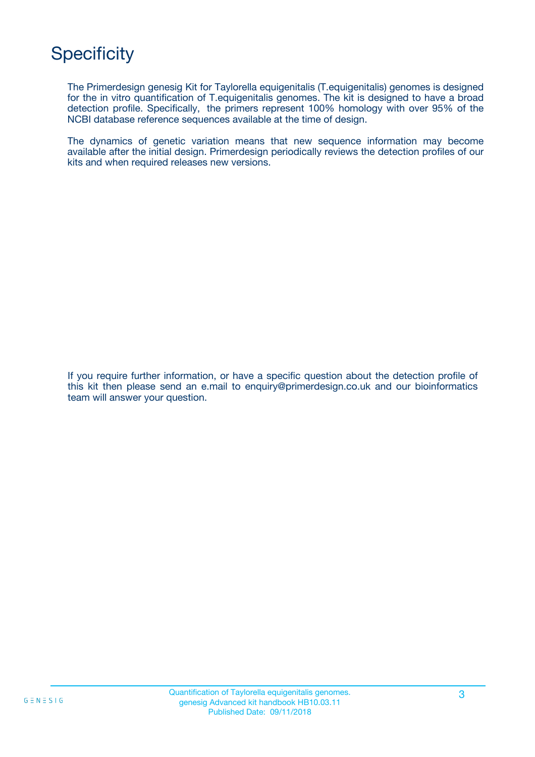# Specificity

The Primerdesign genesig Kit for Taylorella equigenitalis (T.equigenitalis) genomes is designed for the in vitro quantification of T.equigenitalis genomes. The kit is designed to have a broad detection profile. Specifically, the primers represent 100% homology with over 95% of the NCBI database reference sequences available at the time of design.

The dynamics of genetic variation means that new sequence information may become available after the initial design. Primerdesign periodically reviews the detection profiles of our kits and when required releases new versions.

If you require further information, or have a specific question about the detection profile of this kit then please send an e.mail to enquiry@primerdesign.co.uk and our bioinformatics team will answer your question.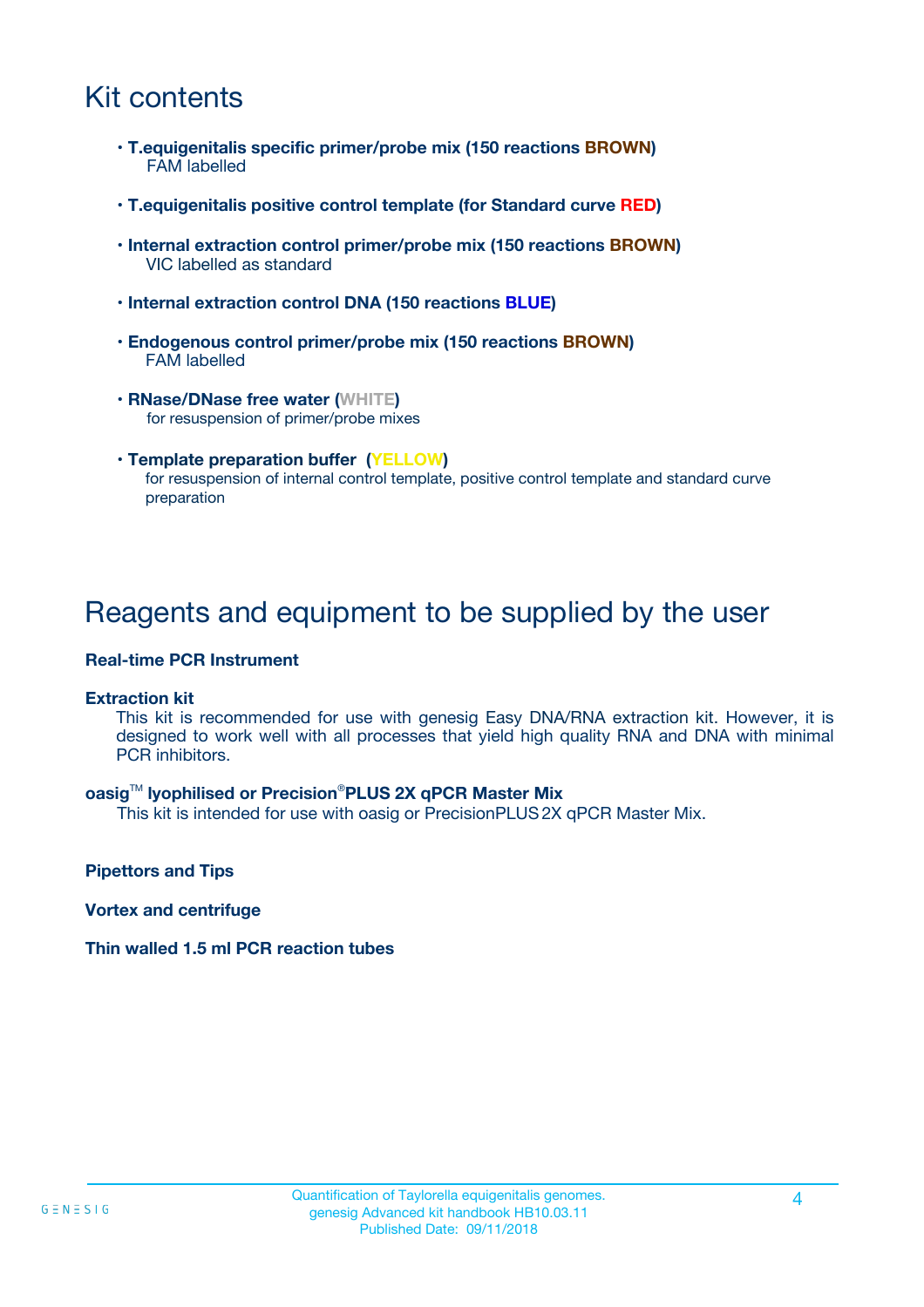# Kit contents

- **T.equigenitalis specific primer/probe mix (150 reactions BROWN)**
  FAM labelled

- **T.equigenitalis positive control template (for Standard curve RED)**

- **Internal extraction control primer/probe mix (150 reactions BROWN)**
  VIC labelled as standard

- **Internal extraction control DNA (150 reactions BLUE)**

- **Endogenous control primer/probe mix (150 reactions BROWN)**
  FAM labelled

- **RNase/DNase free water (WHITE)**
  for resuspension of primer/probe mixes

- **Template preparation buffer (YELLOW)**
  for resuspension of internal control template, positive control template and standard curve preparation

# Reagents and equipment to be supplied by the user

**Real-time PCR Instrument**

**Extraction kit**

This kit is recommended for use with genesig Easy DNA/RNA extraction kit. However, it is designed to work well with all processes that yield high quality RNA and DNA with minimal PCR inhibitors.

**oasig™ lyophilised or Precision®PLUS 2X qPCR Master Mix**

This kit is intended for use with oasig or PrecisionPLUS 2X qPCR Master Mix.

**Pipettors and Tips**

**Vortex and centrifuge**

**Thin walled 1.5 ml PCR reaction tubes**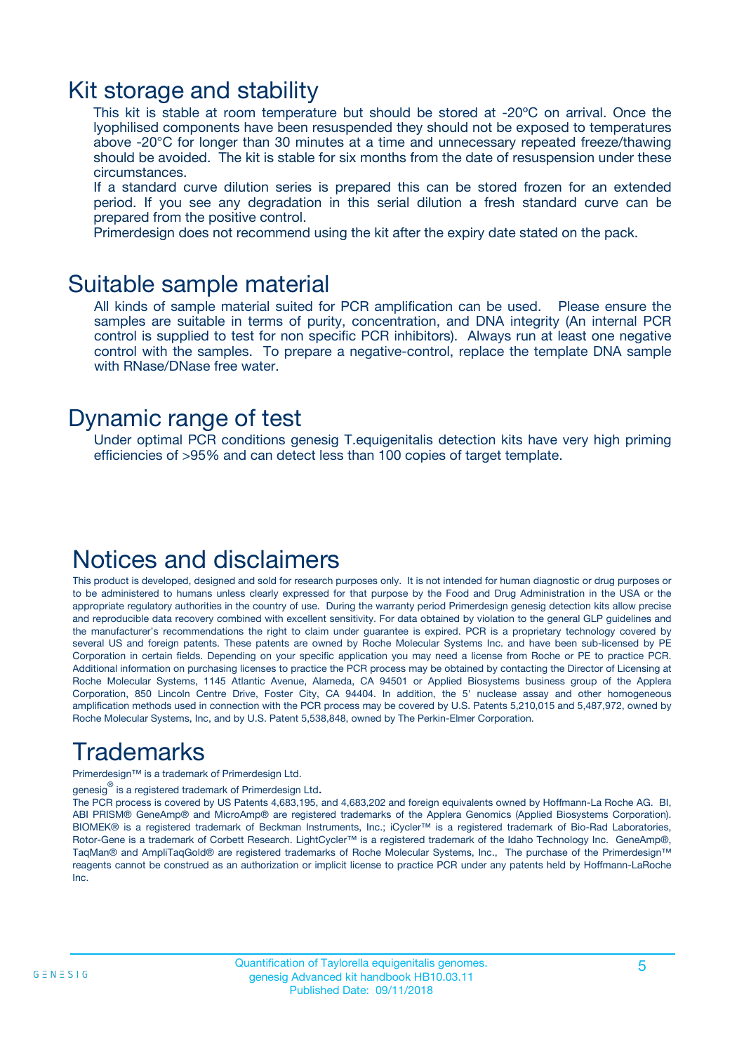## Kit storage and stability

This kit is stable at room temperature but should be stored at -20ºC on arrival. Once the lyophilised components have been resuspended they should not be exposed to temperatures above -20°C for longer than 30 minutes at a time and unnecessary repeated freeze/thawing should be avoided. The kit is stable for six months from the date of resuspension under these circumstances.

If a standard curve dilution series is prepared this can be stored frozen for an extended period. If you see any degradation in this serial dilution a fresh standard curve can be prepared from the positive control.

Primerdesign does not recommend using the kit after the expiry date stated on the pack.

## Suitable sample material

All kinds of sample material suited for PCR amplification can be used. Please ensure the samples are suitable in terms of purity, concentration, and DNA integrity (An internal PCR control is supplied to test for non specific PCR inhibitors). Always run at least one negative control with the samples. To prepare a negative-control, replace the template DNA sample with RNase/DNase free water.

## Dynamic range of test

Under optimal PCR conditions genesig T.equigenitalis detection kits have very high priming efficiencies of >95% and can detect less than 100 copies of target template.

## Notices and disclaimers

This product is developed, designed and sold for research purposes only. It is not intended for human diagnostic or drug purposes or to be administered to humans unless clearly expressed for that purpose by the Food and Drug Administration in the USA or the appropriate regulatory authorities in the country of use. During the warranty period Primerdesign genesig detection kits allow precise and reproducible data recovery combined with excellent sensitivity. For data obtained by violation to the general GLP guidelines and the manufacturer's recommendations the right to claim under guarantee is expired. PCR is a proprietary technology covered by several US and foreign patents. These patents are owned by Roche Molecular Systems Inc. and have been sub-licensed by PE Corporation in certain fields. Depending on your specific application you may need a license from Roche or PE to practice PCR. Additional information on purchasing licenses to practice the PCR process may be obtained by contacting the Director of Licensing at Roche Molecular Systems, 1145 Atlantic Avenue, Alameda, CA 94501 or Applied Biosystems business group of the Applera Corporation, 850 Lincoln Centre Drive, Foster City, CA 94404. In addition, the 5' nuclease assay and other homogeneous amplification methods used in connection with the PCR process may be covered by U.S. Patents 5,210,015 and 5,487,972, owned by Roche Molecular Systems, Inc, and by U.S. Patent 5,538,848, owned by The Perkin-Elmer Corporation.

## Trademarks

Primerdesign™ is a trademark of Primerdesign Ltd.

genesig® is a registered trademark of Primerdesign Ltd.

The PCR process is covered by US Patents 4,683,195, and 4,683,202 and foreign equivalents owned by Hoffmann-La Roche AG. BI, ABI PRISM® GeneAmp® and MicroAmp® are registered trademarks of the Applera Genomics (Applied Biosystems Corporation). BIOMEK® is a registered trademark of Beckman Instruments, Inc.; iCycler™ is a registered trademark of Bio-Rad Laboratories, Rotor-Gene is a trademark of Corbett Research. LightCycler™ is a registered trademark of the Idaho Technology Inc. GeneAmp®, TaqMan® and AmpliTaqGold® are registered trademarks of Roche Molecular Systems, Inc., The purchase of the Primerdesign™ reagents cannot be construed as an authorization or implicit license to practice PCR under any patents held by Hoffmann-LaRoche Inc.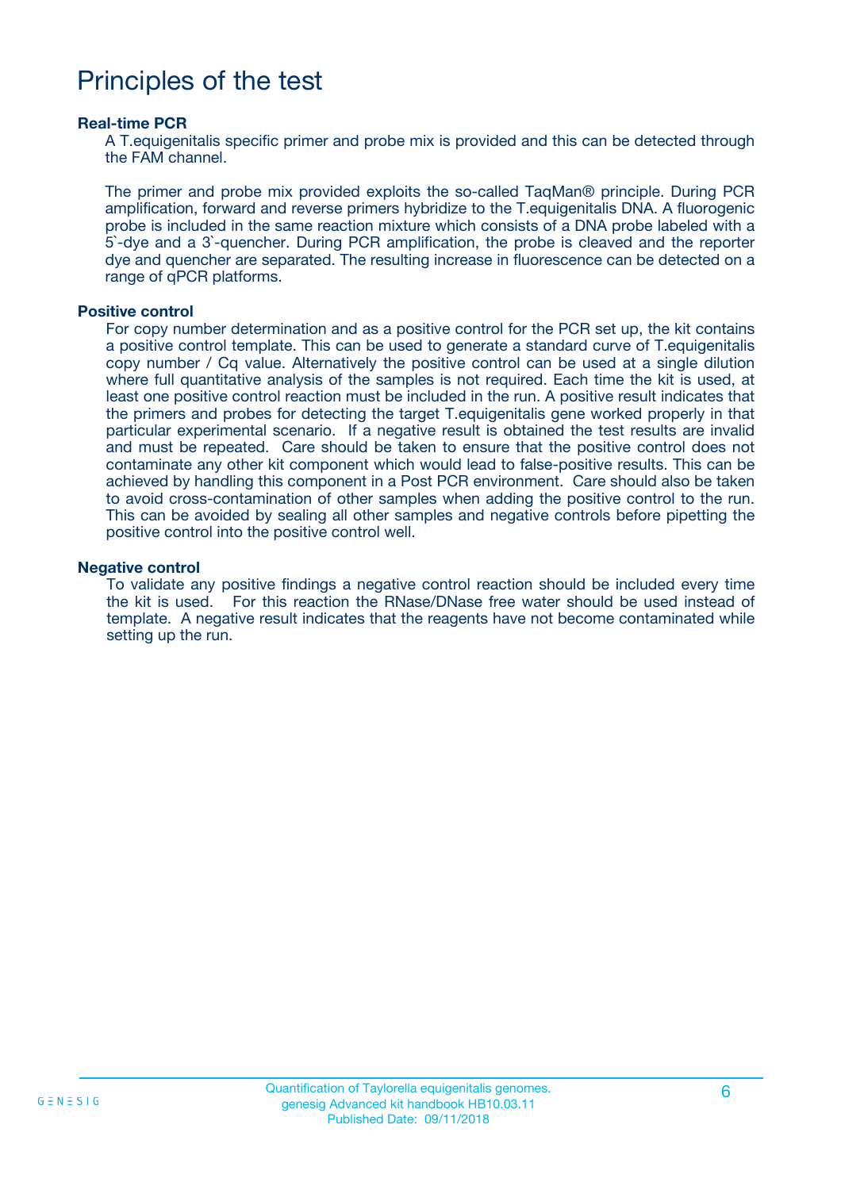# Principles of the test

### Real-time PCR

A T.equigenitalis specific primer and probe mix is provided and this can be detected through the FAM channel.

The primer and probe mix provided exploits the so-called TaqMan® principle. During PCR amplification, forward and reverse primers hybridize to the T.equigenitalis DNA. A fluorogenic probe is included in the same reaction mixture which consists of a DNA probe labeled with a 5`-dye and a 3`-quencher. During PCR amplification, the probe is cleaved and the reporter dye and quencher are separated. The resulting increase in fluorescence can be detected on a range of qPCR platforms.

### Positive control

For copy number determination and as a positive control for the PCR set up, the kit contains a positive control template. This can be used to generate a standard curve of T.equigenitalis copy number / Cq value. Alternatively the positive control can be used at a single dilution where full quantitative analysis of the samples is not required. Each time the kit is used, at least one positive control reaction must be included in the run. A positive result indicates that the primers and probes for detecting the target T.equigenitalis gene worked properly in that particular experimental scenario. If a negative result is obtained the test results are invalid and must be repeated. Care should be taken to ensure that the positive control does not contaminate any other kit component which would lead to false-positive results. This can be achieved by handling this component in a Post PCR environment. Care should also be taken to avoid cross-contamination of other samples when adding the positive control to the run. This can be avoided by sealing all other samples and negative controls before pipetting the positive control into the positive control well.

### Negative control

To validate any positive findings a negative control reaction should be included every time the kit is used. For this reaction the RNase/DNase free water should be used instead of template. A negative result indicates that the reagents have not become contaminated while setting up the run.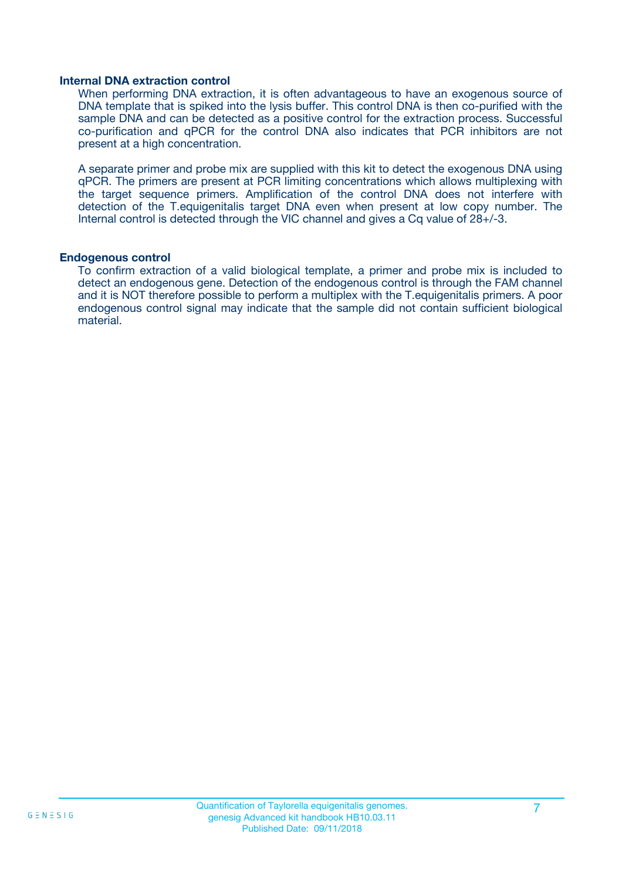### Internal DNA extraction control

When performing DNA extraction, it is often advantageous to have an exogenous source of DNA template that is spiked into the lysis buffer. This control DNA is then co-purified with the sample DNA and can be detected as a positive control for the extraction process. Successful co-purification and qPCR for the control DNA also indicates that PCR inhibitors are not present at a high concentration.

A separate primer and probe mix are supplied with this kit to detect the exogenous DNA using qPCR. The primers are present at PCR limiting concentrations which allows multiplexing with the target sequence primers. Amplification of the control DNA does not interfere with detection of the T.equigenitalis target DNA even when present at low copy number. The Internal control is detected through the VIC channel and gives a Cq value of 28+/-3.

### Endogenous control

To confirm extraction of a valid biological template, a primer and probe mix is included to detect an endogenous gene. Detection of the endogenous control is through the FAM channel and it is NOT therefore possible to perform a multiplex with the T.equigenitalis primers. A poor endogenous control signal may indicate that the sample did not contain sufficient biological material.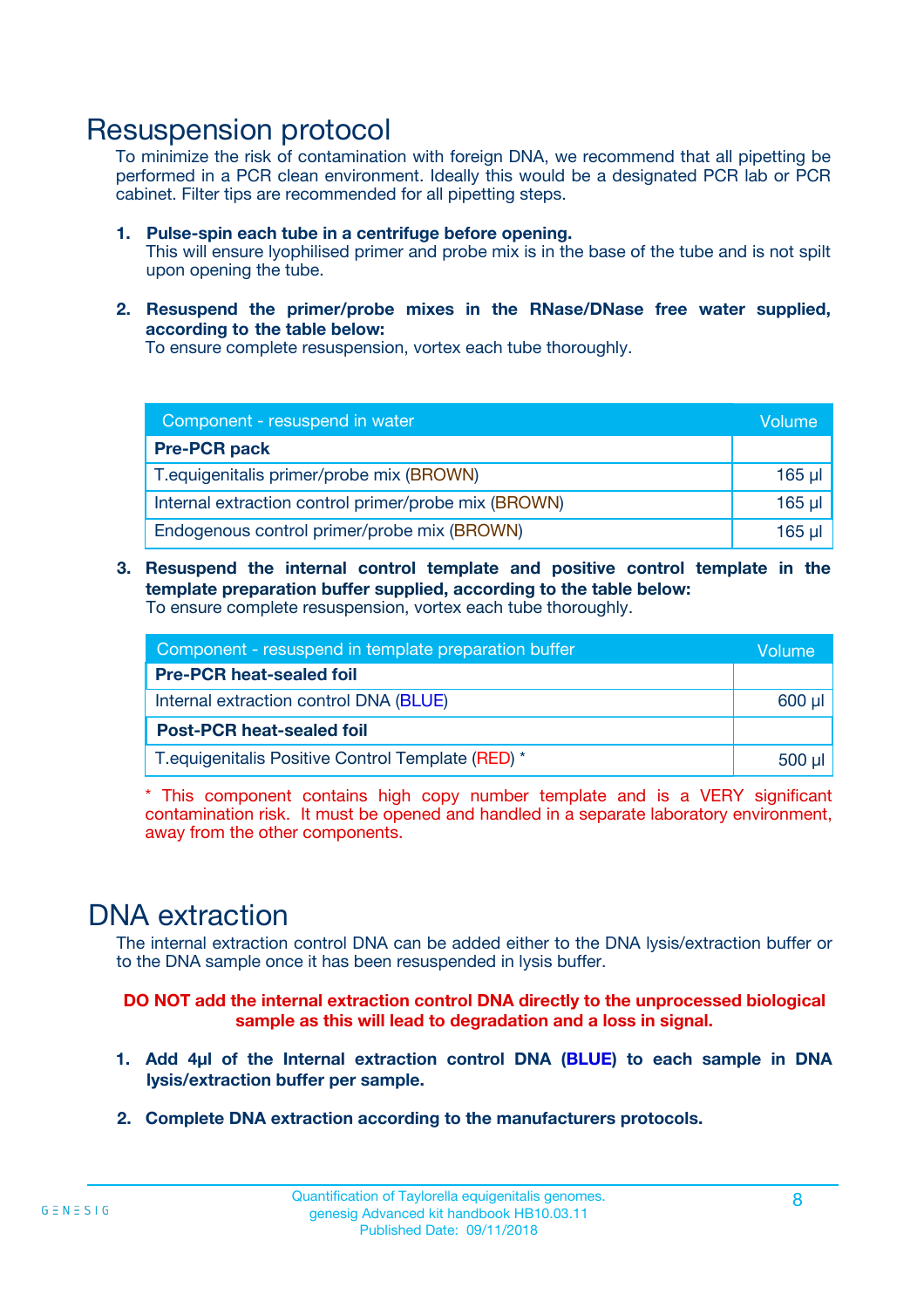# Resuspension protocol

To minimize the risk of contamination with foreign DNA, we recommend that all pipetting be performed in a PCR clean environment. Ideally this would be a designated PCR lab or PCR cabinet. Filter tips are recommended for all pipetting steps.

1. **Pulse-spin each tube in a centrifuge before opening.**
   This will ensure lyophilised primer and probe mix is in the base of the tube and is not spilt upon opening the tube.

2. **Resuspend the primer/probe mixes in the RNase/DNase free water supplied, according to the table below:**
   To ensure complete resuspension, vortex each tube thoroughly.

| Component - resuspend in water | Volume |
|---|---|
| **Pre-PCR pack** | |
| T.equigenitalis primer/probe mix (BROWN) | 165 µl |
| Internal extraction control primer/probe mix (BROWN) | 165 µl |
| Endogenous control primer/probe mix (BROWN) | 165 µl |

3. **Resuspend the internal control template and positive control template in the template preparation buffer supplied, according to the table below:**
   To ensure complete resuspension, vortex each tube thoroughly.

| Component - resuspend in template preparation buffer | Volume |
|---|---|
| **Pre-PCR heat-sealed foil** | |
| Internal extraction control DNA (BLUE) | 600 µl |
| **Post-PCR heat-sealed foil** | |
| T.equigenitalis Positive Control Template (RED) * | 500 µl |

* This component contains high copy number template and is a VERY significant contamination risk. It must be opened and handled in a separate laboratory environment, away from the other components.

# DNA extraction

The internal extraction control DNA can be added either to the DNA lysis/extraction buffer or to the DNA sample once it has been resuspended in lysis buffer.

**DO NOT add the internal extraction control DNA directly to the unprocessed biological sample as this will lead to degradation and a loss in signal.**

1. **Add 4µl of the Internal extraction control DNA (BLUE) to each sample in DNA lysis/extraction buffer per sample.**

2. **Complete DNA extraction according to the manufacturers protocols.**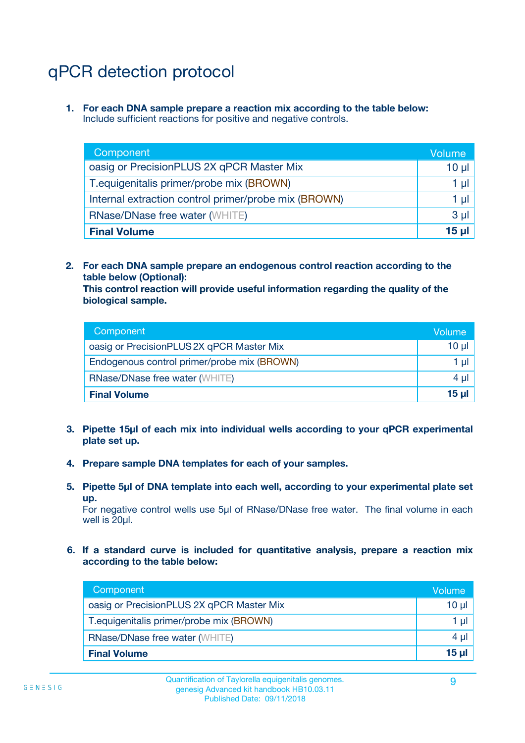# qPCR detection protocol

1. **For each DNA sample prepare a reaction mix according to the table below:**
   Include sufficient reactions for positive and negative controls.

| Component | Volume |
|---|---|
| oasig or PrecisionPLUS 2X qPCR Master Mix | 10 µl |
| T.equigenitalis primer/probe mix (BROWN) | 1 µl |
| Internal extraction control primer/probe mix (BROWN) | 1 µl |
| RNase/DNase free water (WHITE) | 3 µl |
| **Final Volume** | **15 µl** |

2. **For each DNA sample prepare an endogenous control reaction according to the table below (Optional):**
   **This control reaction will provide useful information regarding the quality of the biological sample.**

| Component | Volume |
|---|---|
| oasig or PrecisionPLUS 2X qPCR Master Mix | 10 µl |
| Endogenous control primer/probe mix (BROWN) | 1 µl |
| RNase/DNase free water (WHITE) | 4 µl |
| **Final Volume** | **15 µl** |

3. **Pipette 15µl of each mix into individual wells according to your qPCR experimental plate set up.**

4. **Prepare sample DNA templates for each of your samples.**

5. **Pipette 5µl of DNA template into each well, according to your experimental plate set up.**
   For negative control wells use 5µl of RNase/DNase free water. The final volume in each well is 20µl.

6. **If a standard curve is included for quantitative analysis, prepare a reaction mix according to the table below:**

| Component | Volume |
|---|---|
| oasig or PrecisionPLUS 2X qPCR Master Mix | 10 µl |
| T.equigenitalis primer/probe mix (BROWN) | 1 µl |
| RNase/DNase free water (WHITE) | 4 µl |
| **Final Volume** | **15 µl** |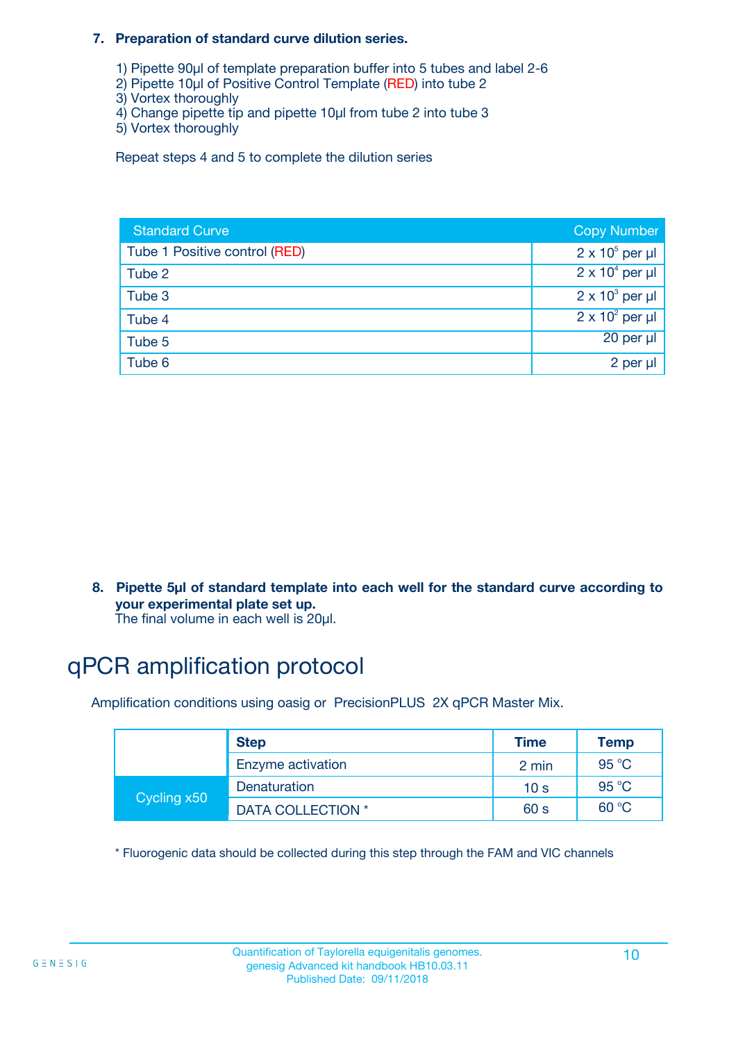7. **Preparation of standard curve dilution series.**

   1) Pipette 90µl of template preparation buffer into 5 tubes and label 2-6
   2) Pipette 10µl of Positive Control Template (RED) into tube 2
   3) Vortex thoroughly
   4) Change pipette tip and pipette 10µl from tube 2 into tube 3
   5) Vortex thoroughly

   Repeat steps 4 and 5 to complete the dilution series

| Standard Curve | Copy Number |
|---|---|
| Tube 1 Positive control (RED) | $2 \times 10^5$ per µl |
| Tube 2 | $2 \times 10^4$ per µl |
| Tube 3 | $2 \times 10^3$ per µl |
| Tube 4 | $2 \times 10^2$ per µl |
| Tube 5 | 20 per µl |
| Tube 6 | 2 per µl |

8. **Pipette 5µl of standard template into each well for the standard curve according to your experimental plate set up.**
   The final volume in each well is 20µl.

# qPCR amplification protocol

Amplification conditions using oasig or PrecisionPLUS 2X qPCR Master Mix.

| | Step | Time | Temp |
|---|---|---|---|
| | Enzyme activation | 2 min | 95 °C |
| Cycling x50 | Denaturation | 10 s | 95 °C |
| | DATA COLLECTION * | 60 s | 60 °C |

* Fluorogenic data should be collected during this step through the FAM and VIC channels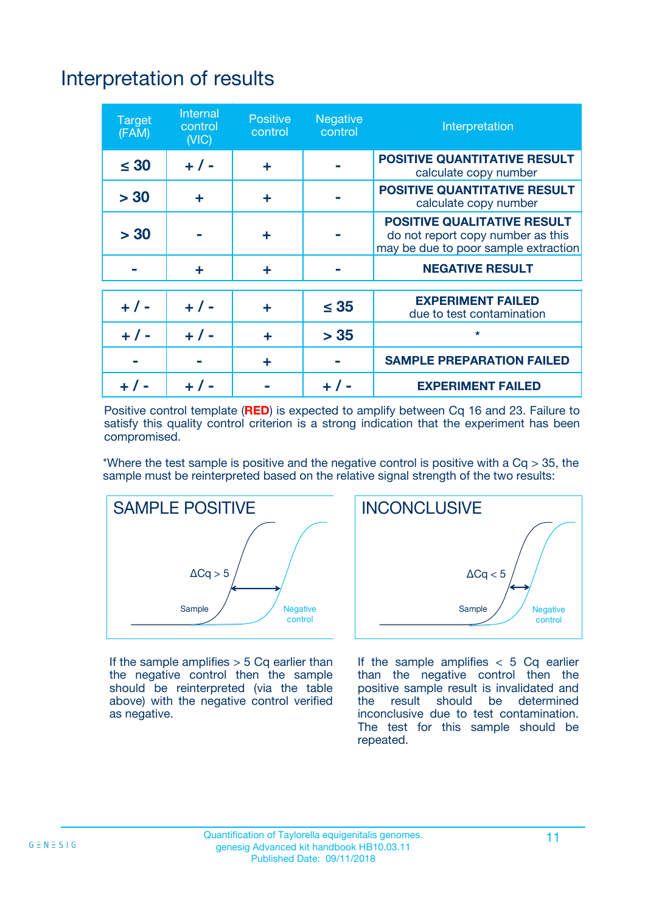# Interpretation of results

| Target (FAM) | Internal control (VIC) | Positive control | Negative control | Interpretation |
|---|---|---|---|---|
| ≤ 30 | + / - | + | - | **POSITIVE QUANTITATIVE RESULT** calculate copy number |
| > 30 | + | + | - | **POSITIVE QUANTITATIVE RESULT** calculate copy number |
| > 30 | - | + | - | **POSITIVE QUALITATIVE RESULT** do not report copy number as this may be due to poor sample extraction |
| - | + | + | - | **NEGATIVE RESULT** |
| + / - | + / - | + | ≤ 35 | **EXPERIMENT FAILED** due to test contamination |
| + / - | + / - | + | > 35 | * |
| - | - | + | - | **SAMPLE PREPARATION FAILED** |
| + / - | + / - | - | + / - | **EXPERIMENT FAILED** |

Positive control template (**RED**) is expected to amplify between Cq 16 and 23. Failure to satisfy this quality control criterion is a strong indication that the experiment has been compromised.

*Where the test sample is positive and the negative control is positive with a Cq > 35, the sample must be reinterpreted based on the relative signal strength of the two results:

## SAMPLE POSITIVE

ΔCq > 5

Sample

Negative control

If the sample amplifies > 5 Cq earlier than the negative control then the sample should be reinterpreted (via the table above) with the negative control verified as negative.

## INCONCLUSIVE

ΔCq < 5

Sample

Negative control

If the sample amplifies < 5 Cq earlier than the negative control then the positive sample result is invalidated and the result should be determined inconclusive due to test contamination. The test for this sample should be repeated.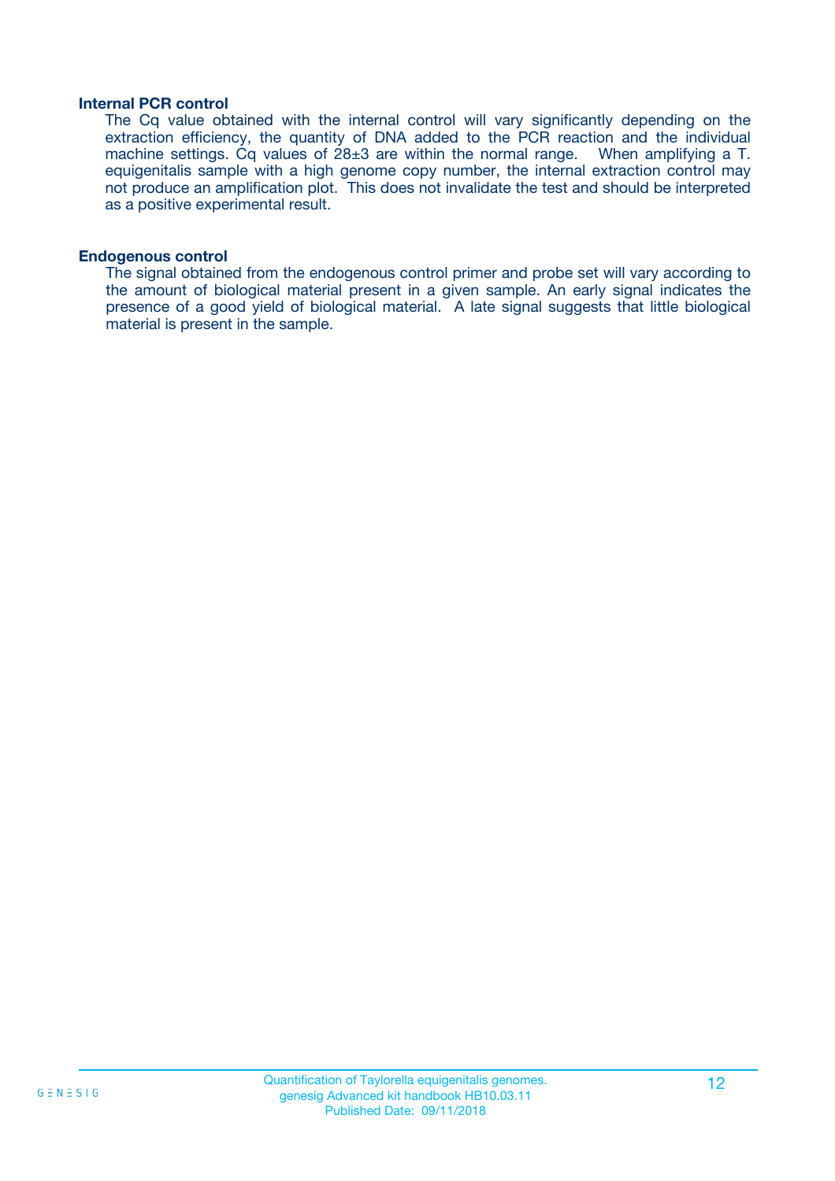### Internal PCR control

The Cq value obtained with the internal control will vary significantly depending on the extraction efficiency, the quantity of DNA added to the PCR reaction and the individual machine settings. Cq values of 28±3 are within the normal range. When amplifying a T. equigenitalis sample with a high genome copy number, the internal extraction control may not produce an amplification plot. This does not invalidate the test and should be interpreted as a positive experimental result.

### Endogenous control

The signal obtained from the endogenous control primer and probe set will vary according to the amount of biological material present in a given sample. An early signal indicates the presence of a good yield of biological material. A late signal suggests that little biological material is present in the sample.